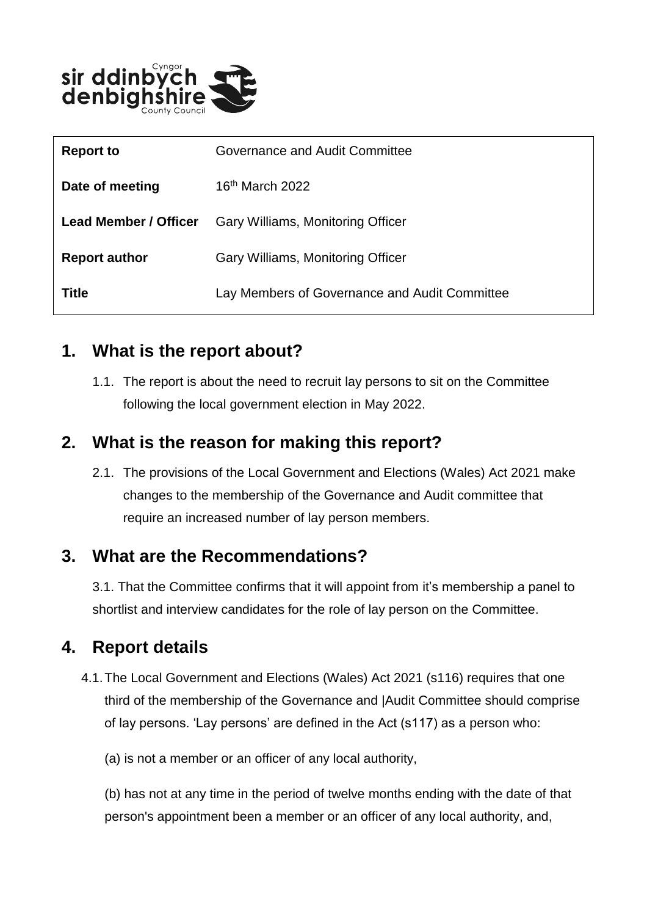| | |
|---|---|
| **Report to** | Governance and Audit Committee |
| **Date of meeting** | 16th March 2022 |
| **Lead Member / Officer** | Gary Williams, Monitoring Officer |
| **Report author** | Gary Williams, Monitoring Officer |
| **Title** | Lay Members of Governance and Audit Committee |

## 1. What is the report about?

1.1. The report is about the need to recruit lay persons to sit on the Committee following the local government election in May 2022.

## 2. What is the reason for making this report?

2.1. The provisions of the Local Government and Elections (Wales) Act 2021 make changes to the membership of the Governance and Audit committee that require an increased number of lay person members.

## 3. What are the Recommendations?

3.1. That the Committee confirms that it will appoint from it's membership a panel to shortlist and interview candidates for the role of lay person on the Committee.

## 4. Report details

4.1. The Local Government and Elections (Wales) Act 2021 (s116) requires that one third of the membership of the Governance and |Audit Committee should comprise of lay persons. 'Lay persons' are defined in the Act (s117) as a person who:

(a) is not a member or an officer of any local authority,

(b) has not at any time in the period of twelve months ending with the date of that person's appointment been a member or an officer of any local authority, and,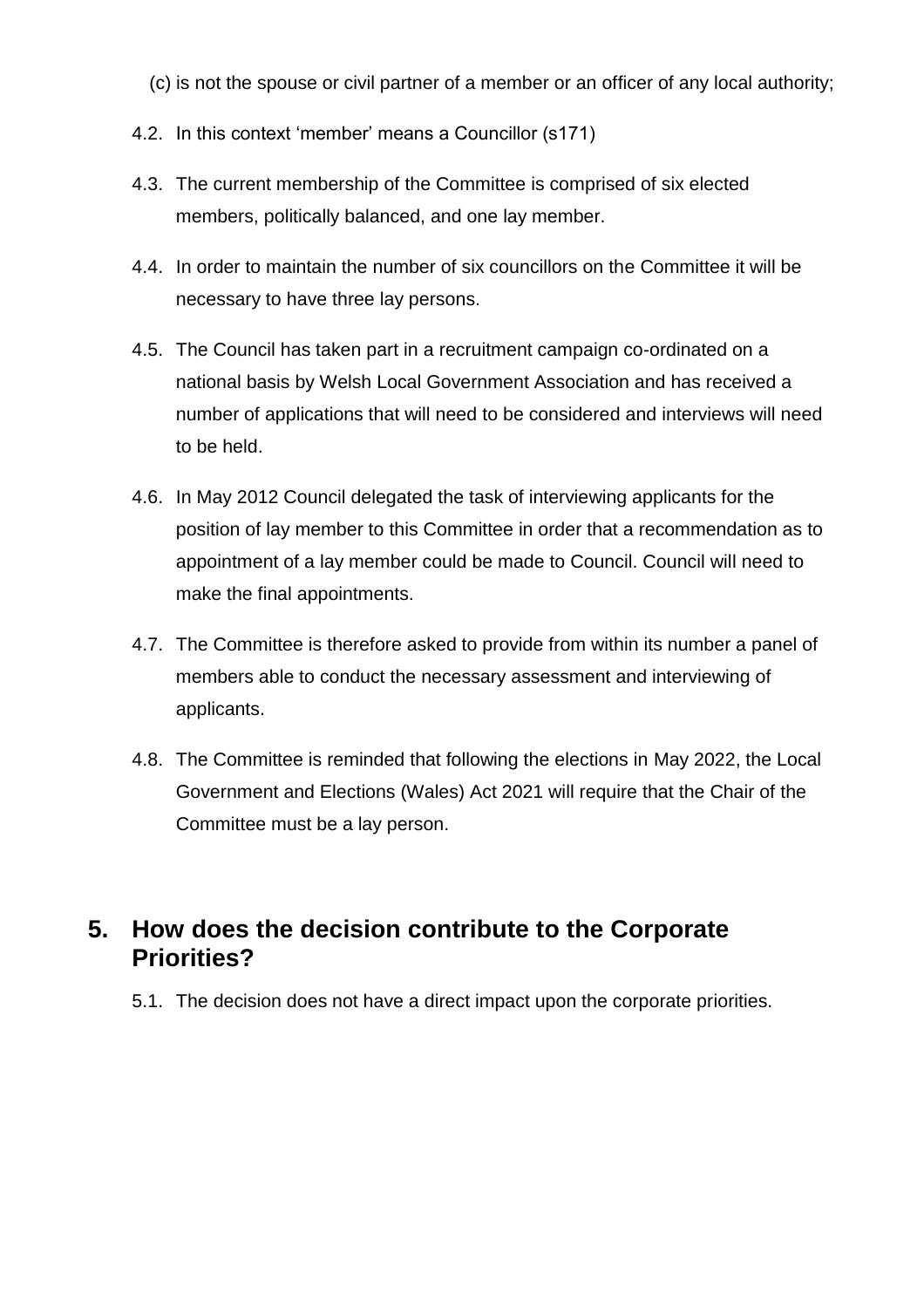(c) is not the spouse or civil partner of a member or an officer of any local authority;

4.2. In this context 'member' means a Councillor (s171)

4.3. The current membership of the Committee is comprised of six elected members, politically balanced, and one lay member.

4.4. In order to maintain the number of six councillors on the Committee it will be necessary to have three lay persons.

4.5. The Council has taken part in a recruitment campaign co-ordinated on a national basis by Welsh Local Government Association and has received a number of applications that will need to be considered and interviews will need to be held.

4.6. In May 2012 Council delegated the task of interviewing applicants for the position of lay member to this Committee in order that a recommendation as to appointment of a lay member could be made to Council. Council will need to make the final appointments.

4.7. The Committee is therefore asked to provide from within its number a panel of members able to conduct the necessary assessment and interviewing of applicants.

4.8. The Committee is reminded that following the elections in May 2022, the Local Government and Elections (Wales) Act 2021 will require that the Chair of the Committee must be a lay person.

## 5. How does the decision contribute to the Corporate Priorities?

5.1. The decision does not have a direct impact upon the corporate priorities.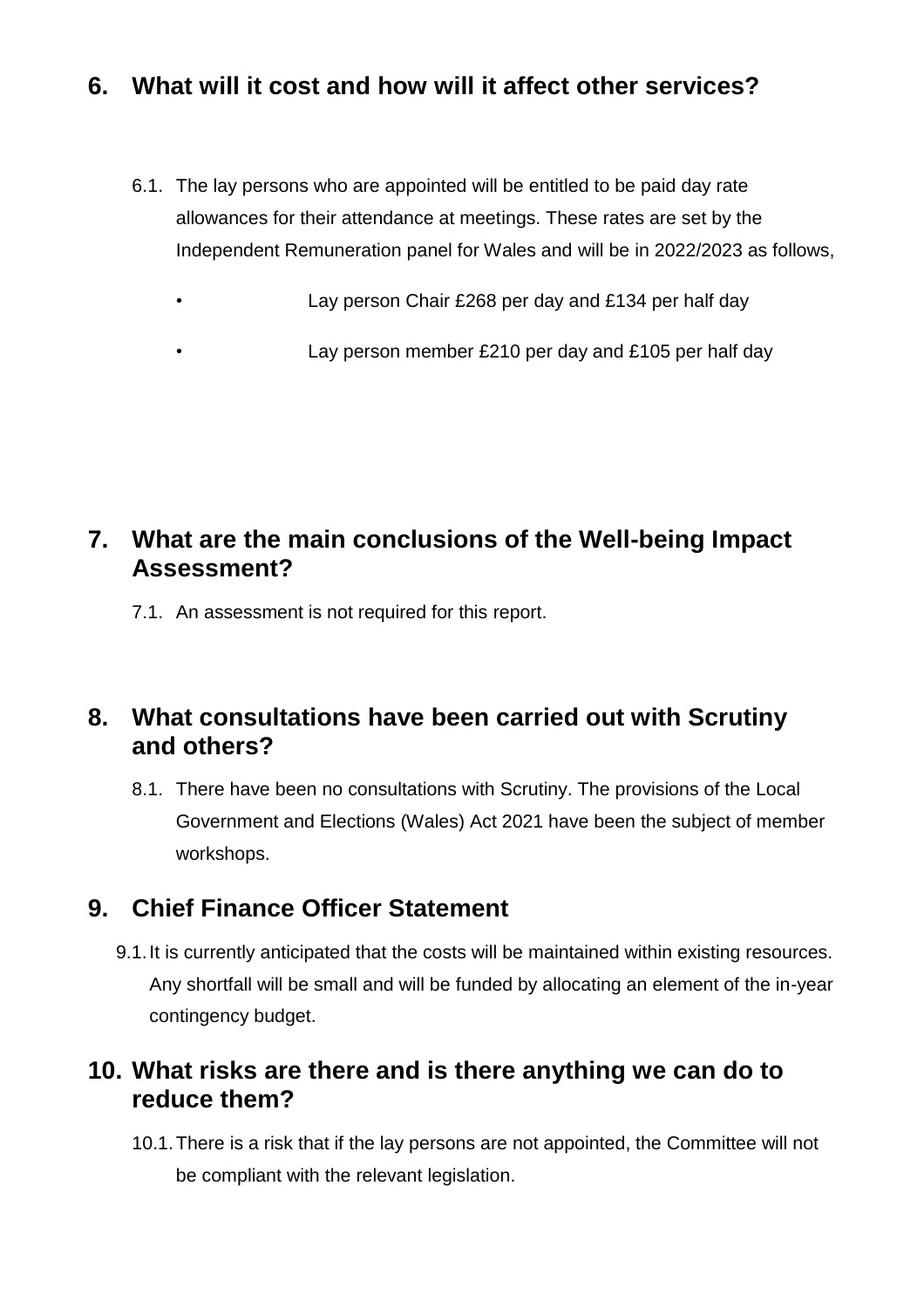## 6. What will it cost and how will it affect other services?

6.1. The lay persons who are appointed will be entitled to be paid day rate allowances for their attendance at meetings. These rates are set by the Independent Remuneration panel for Wales and will be in 2022/2023 as follows,

- Lay person Chair £268 per day and £134 per half day
- Lay person member £210 per day and £105 per half day

## 7. What are the main conclusions of the Well-being Impact Assessment?

7.1. An assessment is not required for this report.

## 8. What consultations have been carried out with Scrutiny and others?

8.1. There have been no consultations with Scrutiny. The provisions of the Local Government and Elections (Wales) Act 2021 have been the subject of member workshops.

## 9. Chief Finance Officer Statement

9.1. It is currently anticipated that the costs will be maintained within existing resources. Any shortfall will be small and will be funded by allocating an element of the in-year contingency budget.

## 10. What risks are there and is there anything we can do to reduce them?

10.1. There is a risk that if the lay persons are not appointed, the Committee will not be compliant with the relevant legislation.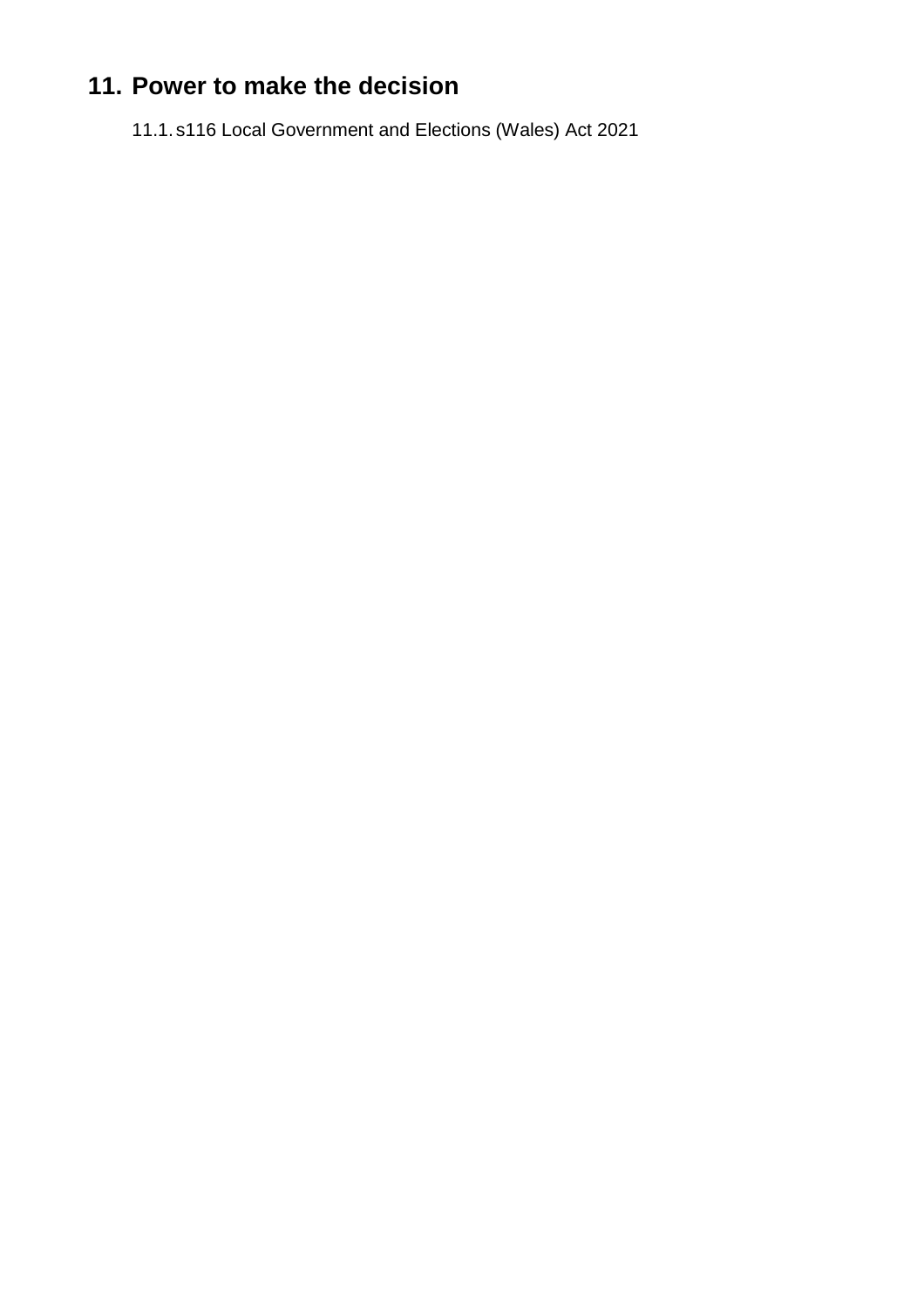## 11. Power to make the decision

11.1. s116 Local Government and Elections (Wales) Act 2021